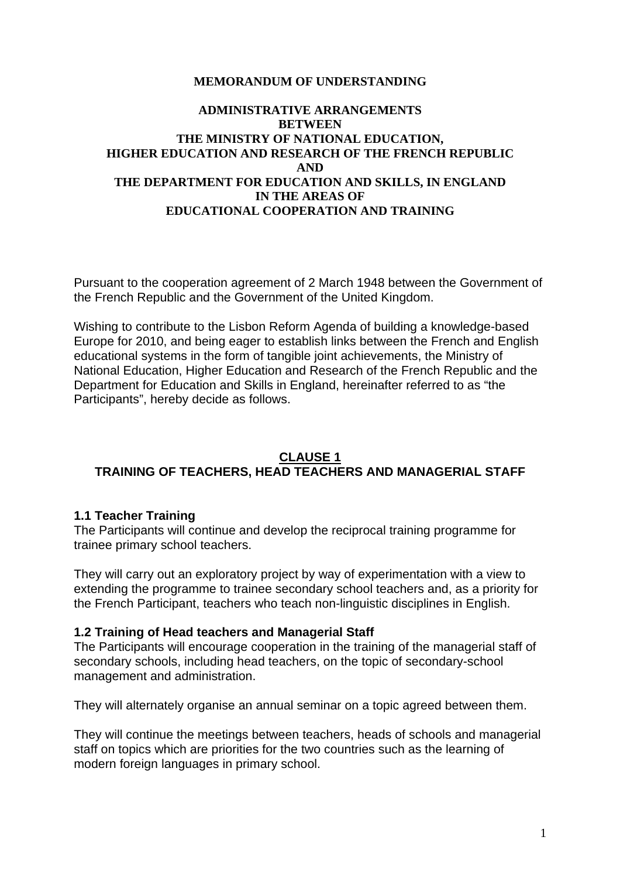# MEMORANDUM OF UNDERSTANDING

## ADMINISTRATIVE ARRANGEMENTS BETWEEN THE MINISTRY OF NATIONAL EDUCATION, HIGHER EDUCATION AND RESEARCH OF THE FRENCH REPUBLIC AND THE DEPARTMENT FOR EDUCATION AND SKILLS, IN ENGLAND IN THE AREAS OF EDUCATIONAL COOPERATION AND TRAINING

Pursuant to the cooperation agreement of 2 March 1948 between the Government of the French Republic and the Government of the United Kingdom.

Wishing to contribute to the Lisbon Reform Agenda of building a knowledge-based Europe for 2010, and being eager to establish links between the French and English educational systems in the form of tangible joint achievements, the Ministry of National Education, Higher Education and Research of the French Republic and the Department for Education and Skills in England, hereinafter referred to as "the Participants", hereby decide as follows.

## CLAUSE 1
## TRAINING OF TEACHERS, HEAD TEACHERS AND MANAGERIAL STAFF

### 1.1 Teacher Training

The Participants will continue and develop the reciprocal training programme for trainee primary school teachers.

They will carry out an exploratory project by way of experimentation with a view to extending the programme to trainee secondary school teachers and, as a priority for the French Participant, teachers who teach non-linguistic disciplines in English.

### 1.2 Training of Head teachers and Managerial Staff

The Participants will encourage cooperation in the training of the managerial staff of secondary schools, including head teachers, on the topic of secondary-school management and administration.

They will alternately organise an annual seminar on a topic agreed between them.

They will continue the meetings between teachers, heads of schools and managerial staff on topics which are priorities for the two countries such as the learning of modern foreign languages in primary school.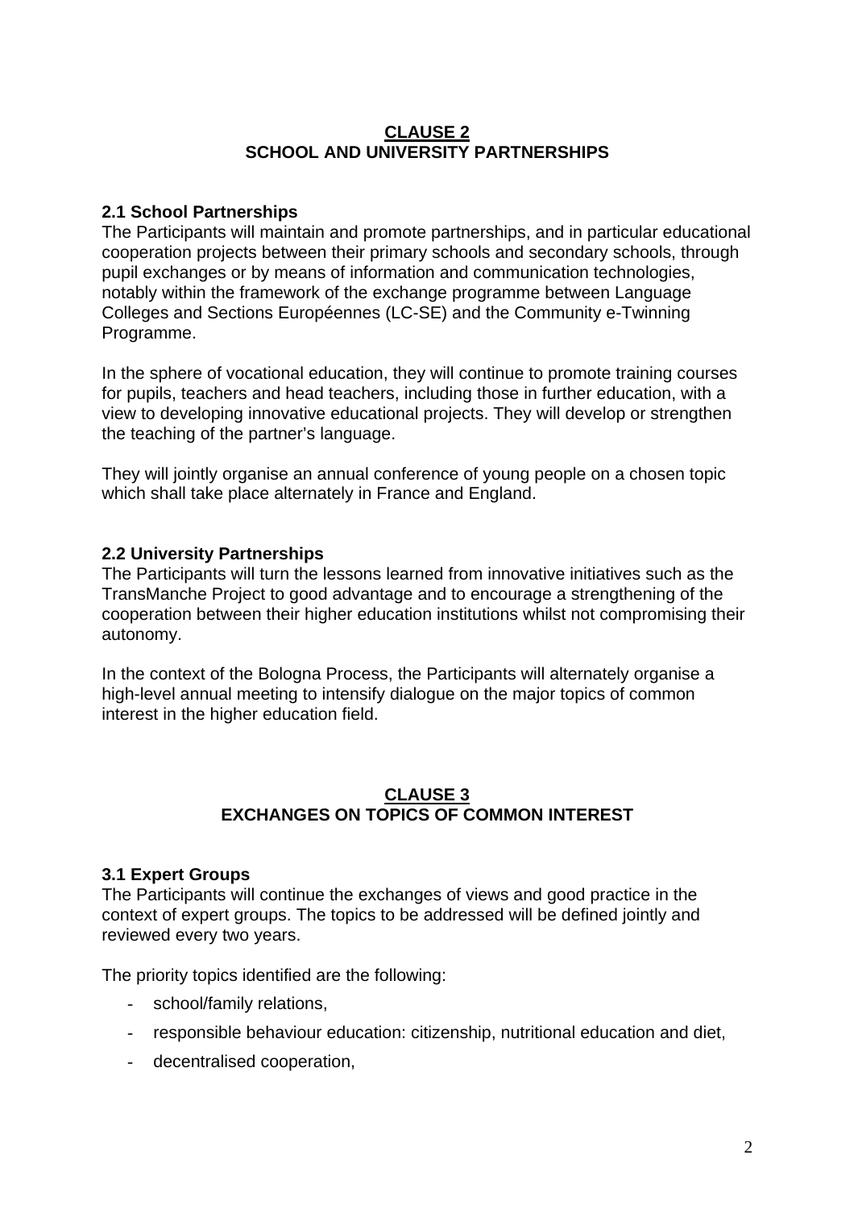## CLAUSE 2
## SCHOOL AND UNIVERSITY PARTNERSHIPS

### 2.1 School Partnerships

The Participants will maintain and promote partnerships, and in particular educational cooperation projects between their primary schools and secondary schools, through pupil exchanges or by means of information and communication technologies, notably within the framework of the exchange programme between Language Colleges and Sections Européennes (LC-SE) and the Community e-Twinning Programme.

In the sphere of vocational education, they will continue to promote training courses for pupils, teachers and head teachers, including those in further education, with a view to developing innovative educational projects. They will develop or strengthen the teaching of the partner's language.

They will jointly organise an annual conference of young people on a chosen topic which shall take place alternately in France and England.

### 2.2 University Partnerships

The Participants will turn the lessons learned from innovative initiatives such as the TransManche Project to good advantage and to encourage a strengthening of the cooperation between their higher education institutions whilst not compromising their autonomy.

In the context of the Bologna Process, the Participants will alternately organise a high-level annual meeting to intensify dialogue on the major topics of common interest in the higher education field.

## CLAUSE 3
## EXCHANGES ON TOPICS OF COMMON INTEREST

### 3.1 Expert Groups

The Participants will continue the exchanges of views and good practice in the context of expert groups. The topics to be addressed will be defined jointly and reviewed every two years.

The priority topics identified are the following:

- school/family relations,
- responsible behaviour education: citizenship, nutritional education and diet,
- decentralised cooperation,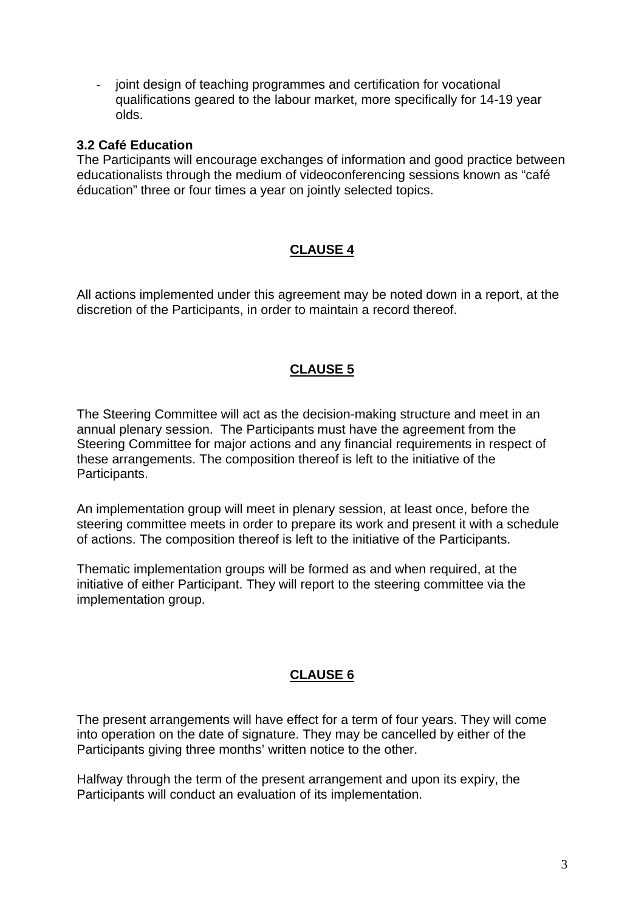- joint design of teaching programmes and certification for vocational qualifications geared to the labour market, more specifically for 14-19 year olds.

**3.2 Café Education**

The Participants will encourage exchanges of information and good practice between educationalists through the medium of videoconferencing sessions known as “café éducation” three or four times a year on jointly selected topics.

## CLAUSE 4

All actions implemented under this agreement may be noted down in a report, at the discretion of the Participants, in order to maintain a record thereof.

## CLAUSE 5

The Steering Committee will act as the decision-making structure and meet in an annual plenary session. The Participants must have the agreement from the Steering Committee for major actions and any financial requirements in respect of these arrangements. The composition thereof is left to the initiative of the Participants.

An implementation group will meet in plenary session, at least once, before the steering committee meets in order to prepare its work and present it with a schedule of actions. The composition thereof is left to the initiative of the Participants.

Thematic implementation groups will be formed as and when required, at the initiative of either Participant. They will report to the steering committee via the implementation group.

## CLAUSE 6

The present arrangements will have effect for a term of four years. They will come into operation on the date of signature. They may be cancelled by either of the Participants giving three months’ written notice to the other.

Halfway through the term of the present arrangement and upon its expiry, the Participants will conduct an evaluation of its implementation.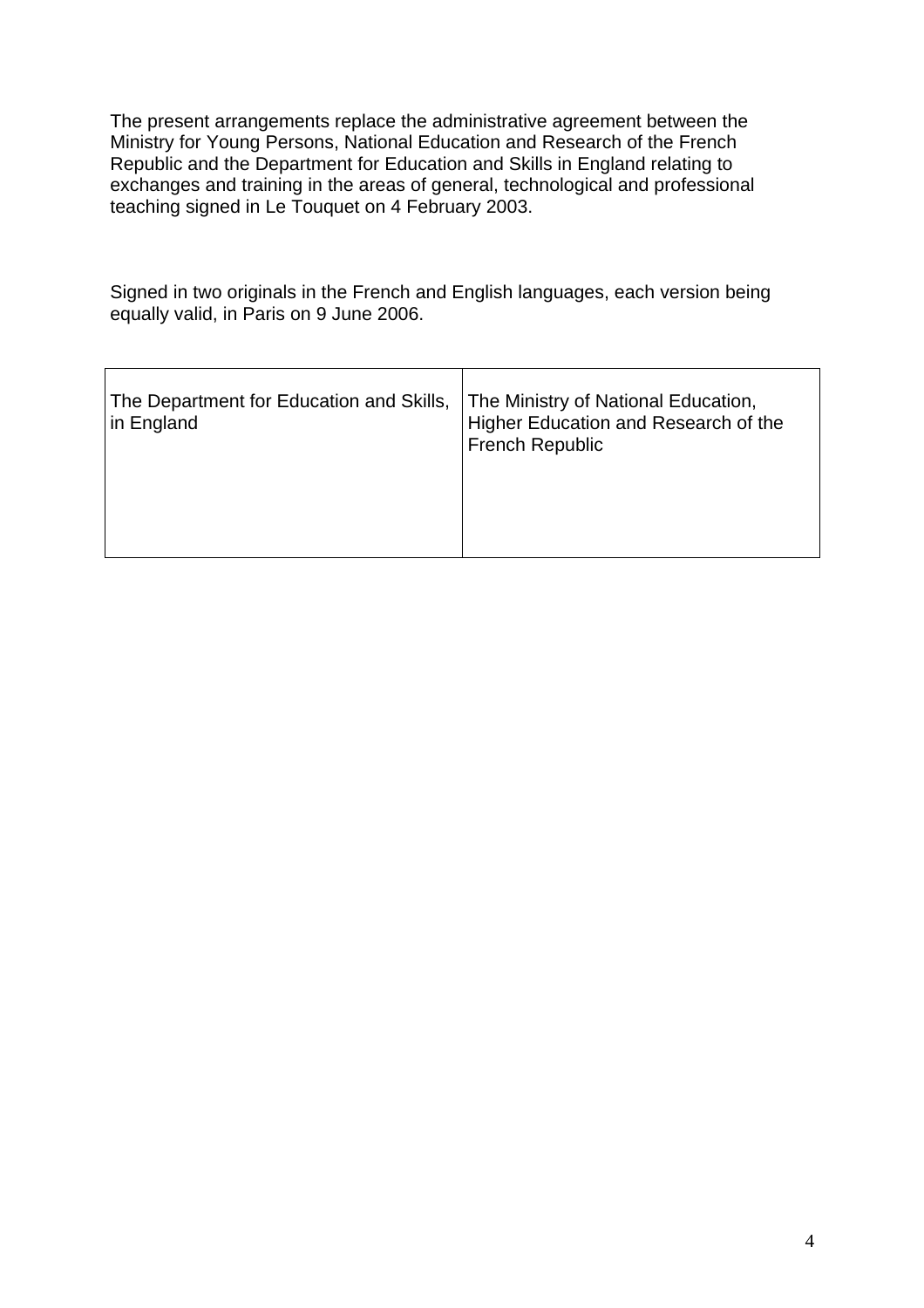The present arrangements replace the administrative agreement between the Ministry for Young Persons, National Education and Research of the French Republic and the Department for Education and Skills in England relating to exchanges and training in the areas of general, technological and professional teaching signed in Le Touquet on 4 February 2003.

Signed in two originals in the French and English languages, each version being equally valid, in Paris on 9 June 2006.

| | |
|---|---|
| The Department for Education and Skills, in England | The Ministry of National Education, Higher Education and Research of the French Republic |